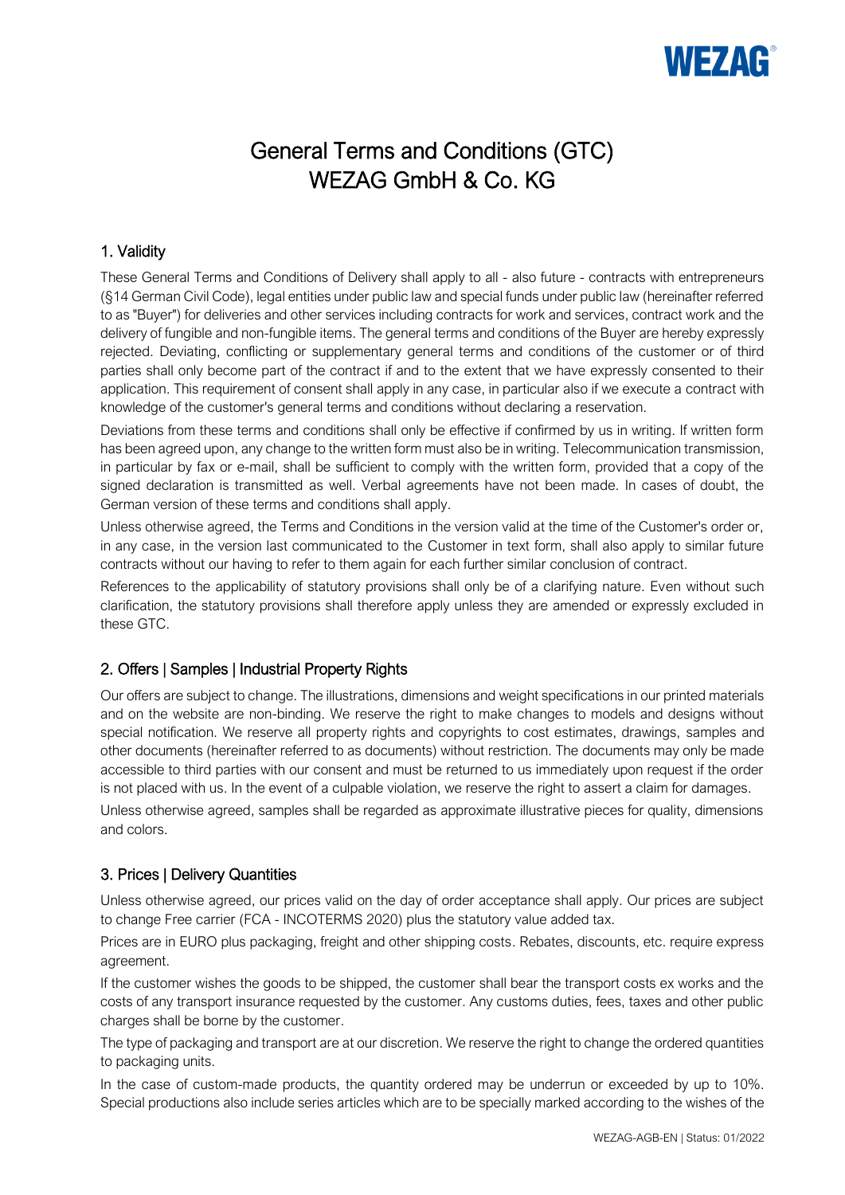# General Terms and Conditions (GTC)
# WEZAG GmbH & Co. KG

## 1. Validity

These General Terms and Conditions of Delivery shall apply to all - also future - contracts with entrepreneurs (§14 German Civil Code), legal entities under public law and special funds under public law (hereinafter referred to as "Buyer") for deliveries and other services including contracts for work and services, contract work and the delivery of fungible and non-fungible items. The general terms and conditions of the Buyer are hereby expressly rejected. Deviating, conflicting or supplementary general terms and conditions of the customer or of third parties shall only become part of the contract if and to the extent that we have expressly consented to their application. This requirement of consent shall apply in any case, in particular also if we execute a contract with knowledge of the customer's general terms and conditions without declaring a reservation.

Deviations from these terms and conditions shall only be effective if confirmed by us in writing. If written form has been agreed upon, any change to the written form must also be in writing. Telecommunication transmission, in particular by fax or e-mail, shall be sufficient to comply with the written form, provided that a copy of the signed declaration is transmitted as well. Verbal agreements have not been made. In cases of doubt, the German version of these terms and conditions shall apply.

Unless otherwise agreed, the Terms and Conditions in the version valid at the time of the Customer's order or, in any case, in the version last communicated to the Customer in text form, shall also apply to similar future contracts without our having to refer to them again for each further similar conclusion of contract.

References to the applicability of statutory provisions shall only be of a clarifying nature. Even without such clarification, the statutory provisions shall therefore apply unless they are amended or expressly excluded in these GTC.

## 2. Offers | Samples | Industrial Property Rights

Our offers are subject to change. The illustrations, dimensions and weight specifications in our printed materials and on the website are non-binding. We reserve the right to make changes to models and designs without special notification. We reserve all property rights and copyrights to cost estimates, drawings, samples and other documents (hereinafter referred to as documents) without restriction. The documents may only be made accessible to third parties with our consent and must be returned to us immediately upon request if the order is not placed with us. In the event of a culpable violation, we reserve the right to assert a claim for damages.

Unless otherwise agreed, samples shall be regarded as approximate illustrative pieces for quality, dimensions and colors.

## 3. Prices | Delivery Quantities

Unless otherwise agreed, our prices valid on the day of order acceptance shall apply. Our prices are subject to change Free carrier (FCA - INCOTERMS 2020) plus the statutory value added tax.

Prices are in EURO plus packaging, freight and other shipping costs. Rebates, discounts, etc. require express agreement.

If the customer wishes the goods to be shipped, the customer shall bear the transport costs ex works and the costs of any transport insurance requested by the customer. Any customs duties, fees, taxes and other public charges shall be borne by the customer.

The type of packaging and transport are at our discretion. We reserve the right to change the ordered quantities to packaging units.

In the case of custom-made products, the quantity ordered may be underrun or exceeded by up to 10%. Special productions also include series articles which are to be specially marked according to the wishes of the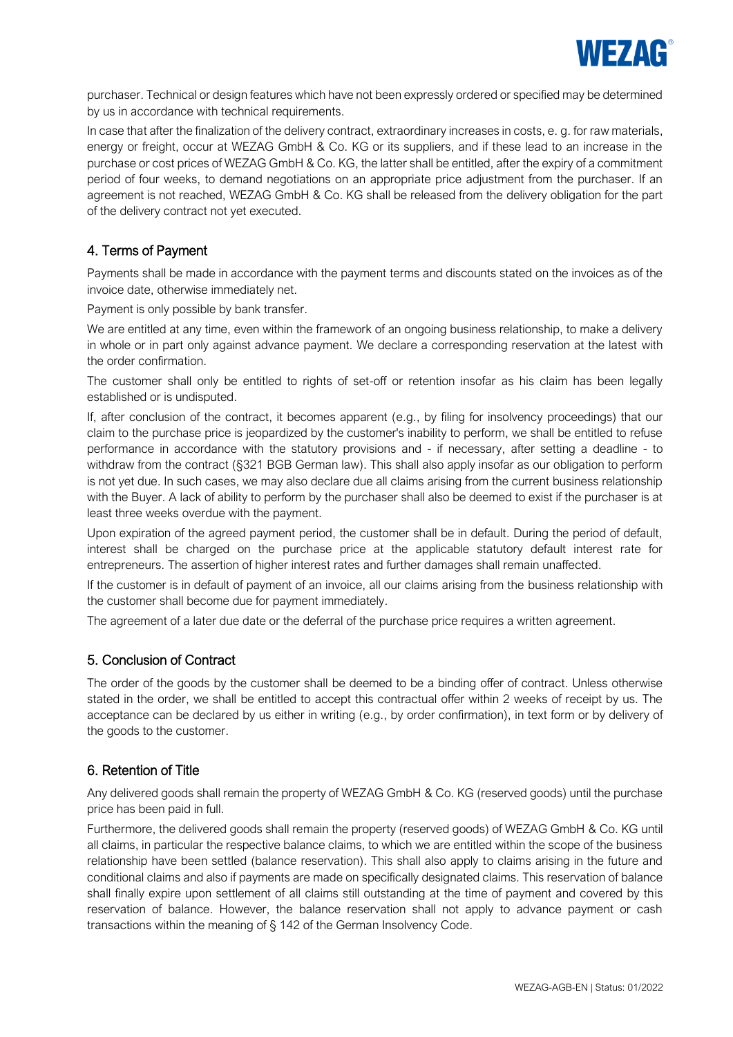purchaser. Technical or design features which have not been expressly ordered or specified may be determined by us in accordance with technical requirements.

In case that after the finalization of the delivery contract, extraordinary increases in costs, e. g. for raw materials, energy or freight, occur at WEZAG GmbH & Co. KG or its suppliers, and if these lead to an increase in the purchase or cost prices of WEZAG GmbH & Co. KG, the latter shall be entitled, after the expiry of a commitment period of four weeks, to demand negotiations on an appropriate price adjustment from the purchaser. If an agreement is not reached, WEZAG GmbH & Co. KG shall be released from the delivery obligation for the part of the delivery contract not yet executed.

## 4. Terms of Payment

Payments shall be made in accordance with the payment terms and discounts stated on the invoices as of the invoice date, otherwise immediately net.

Payment is only possible by bank transfer.

We are entitled at any time, even within the framework of an ongoing business relationship, to make a delivery in whole or in part only against advance payment. We declare a corresponding reservation at the latest with the order confirmation.

The customer shall only be entitled to rights of set-off or retention insofar as his claim has been legally established or is undisputed.

If, after conclusion of the contract, it becomes apparent (e.g., by filing for insolvency proceedings) that our claim to the purchase price is jeopardized by the customer's inability to perform, we shall be entitled to refuse performance in accordance with the statutory provisions and - if necessary, after setting a deadline - to withdraw from the contract (§321 BGB German law). This shall also apply insofar as our obligation to perform is not yet due. In such cases, we may also declare due all claims arising from the current business relationship with the Buyer. A lack of ability to perform by the purchaser shall also be deemed to exist if the purchaser is at least three weeks overdue with the payment.

Upon expiration of the agreed payment period, the customer shall be in default. During the period of default, interest shall be charged on the purchase price at the applicable statutory default interest rate for entrepreneurs. The assertion of higher interest rates and further damages shall remain unaffected.

If the customer is in default of payment of an invoice, all our claims arising from the business relationship with the customer shall become due for payment immediately.

The agreement of a later due date or the deferral of the purchase price requires a written agreement.

## 5. Conclusion of Contract

The order of the goods by the customer shall be deemed to be a binding offer of contract. Unless otherwise stated in the order, we shall be entitled to accept this contractual offer within 2 weeks of receipt by us. The acceptance can be declared by us either in writing (e.g., by order confirmation), in text form or by delivery of the goods to the customer.

## 6. Retention of Title

Any delivered goods shall remain the property of WEZAG GmbH & Co. KG (reserved goods) until the purchase price has been paid in full.

Furthermore, the delivered goods shall remain the property (reserved goods) of WEZAG GmbH & Co. KG until all claims, in particular the respective balance claims, to which we are entitled within the scope of the business relationship have been settled (balance reservation). This shall also apply to claims arising in the future and conditional claims and also if payments are made on specifically designated claims. This reservation of balance shall finally expire upon settlement of all claims still outstanding at the time of payment and covered by this reservation of balance. However, the balance reservation shall not apply to advance payment or cash transactions within the meaning of § 142 of the German Insolvency Code.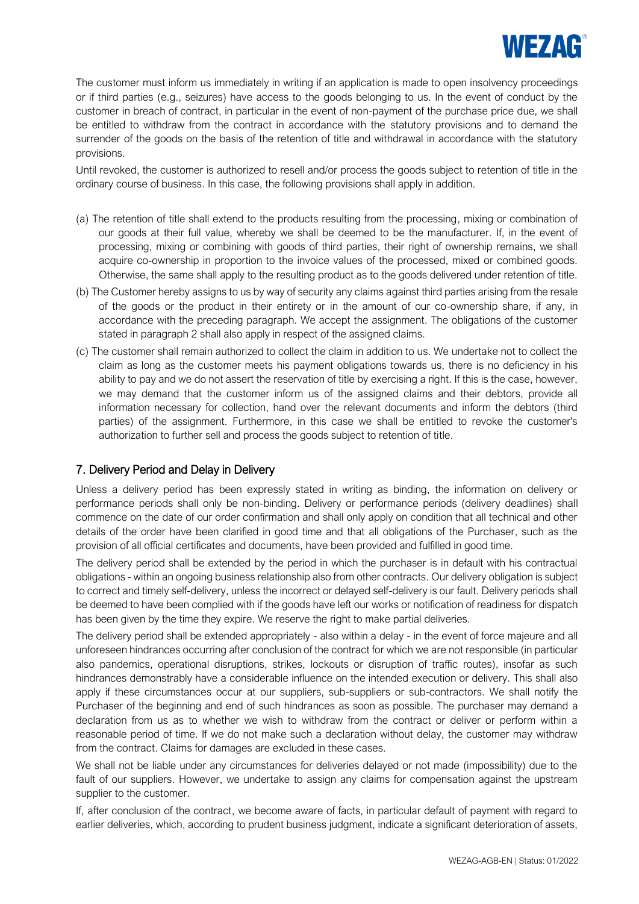The customer must inform us immediately in writing if an application is made to open insolvency proceedings or if third parties (e.g., seizures) have access to the goods belonging to us. In the event of conduct by the customer in breach of contract, in particular in the event of non-payment of the purchase price due, we shall be entitled to withdraw from the contract in accordance with the statutory provisions and to demand the surrender of the goods on the basis of the retention of title and withdrawal in accordance with the statutory provisions.

Until revoked, the customer is authorized to resell and/or process the goods subject to retention of title in the ordinary course of business. In this case, the following provisions shall apply in addition.

(a) The retention of title shall extend to the products resulting from the processing, mixing or combination of our goods at their full value, whereby we shall be deemed to be the manufacturer. If, in the event of processing, mixing or combining with goods of third parties, their right of ownership remains, we shall acquire co-ownership in proportion to the invoice values of the processed, mixed or combined goods. Otherwise, the same shall apply to the resulting product as to the goods delivered under retention of title.

(b) The Customer hereby assigns to us by way of security any claims against third parties arising from the resale of the goods or the product in their entirety or in the amount of our co-ownership share, if any, in accordance with the preceding paragraph. We accept the assignment. The obligations of the customer stated in paragraph 2 shall also apply in respect of the assigned claims.

(c) The customer shall remain authorized to collect the claim in addition to us. We undertake not to collect the claim as long as the customer meets his payment obligations towards us, there is no deficiency in his ability to pay and we do not assert the reservation of title by exercising a right. If this is the case, however, we may demand that the customer inform us of the assigned claims and their debtors, provide all information necessary for collection, hand over the relevant documents and inform the debtors (third parties) of the assignment. Furthermore, in this case we shall be entitled to revoke the customer's authorization to further sell and process the goods subject to retention of title.

## 7. Delivery Period and Delay in Delivery

Unless a delivery period has been expressly stated in writing as binding, the information on delivery or performance periods shall only be non-binding. Delivery or performance periods (delivery deadlines) shall commence on the date of our order confirmation and shall only apply on condition that all technical and other details of the order have been clarified in good time and that all obligations of the Purchaser, such as the provision of all official certificates and documents, have been provided and fulfilled in good time.

The delivery period shall be extended by the period in which the purchaser is in default with his contractual obligations - within an ongoing business relationship also from other contracts. Our delivery obligation is subject to correct and timely self-delivery, unless the incorrect or delayed self-delivery is our fault. Delivery periods shall be deemed to have been complied with if the goods have left our works or notification of readiness for dispatch has been given by the time they expire. We reserve the right to make partial deliveries.

The delivery period shall be extended appropriately - also within a delay - in the event of force majeure and all unforeseen hindrances occurring after conclusion of the contract for which we are not responsible (in particular also pandemics, operational disruptions, strikes, lockouts or disruption of traffic routes), insofar as such hindrances demonstrably have a considerable influence on the intended execution or delivery. This shall also apply if these circumstances occur at our suppliers, sub-suppliers or sub-contractors. We shall notify the Purchaser of the beginning and end of such hindrances as soon as possible. The purchaser may demand a declaration from us as to whether we wish to withdraw from the contract or deliver or perform within a reasonable period of time. If we do not make such a declaration without delay, the customer may withdraw from the contract. Claims for damages are excluded in these cases.

We shall not be liable under any circumstances for deliveries delayed or not made (impossibility) due to the fault of our suppliers. However, we undertake to assign any claims for compensation against the upstream supplier to the customer.

If, after conclusion of the contract, we become aware of facts, in particular default of payment with regard to earlier deliveries, which, according to prudent business judgment, indicate a significant deterioration of assets,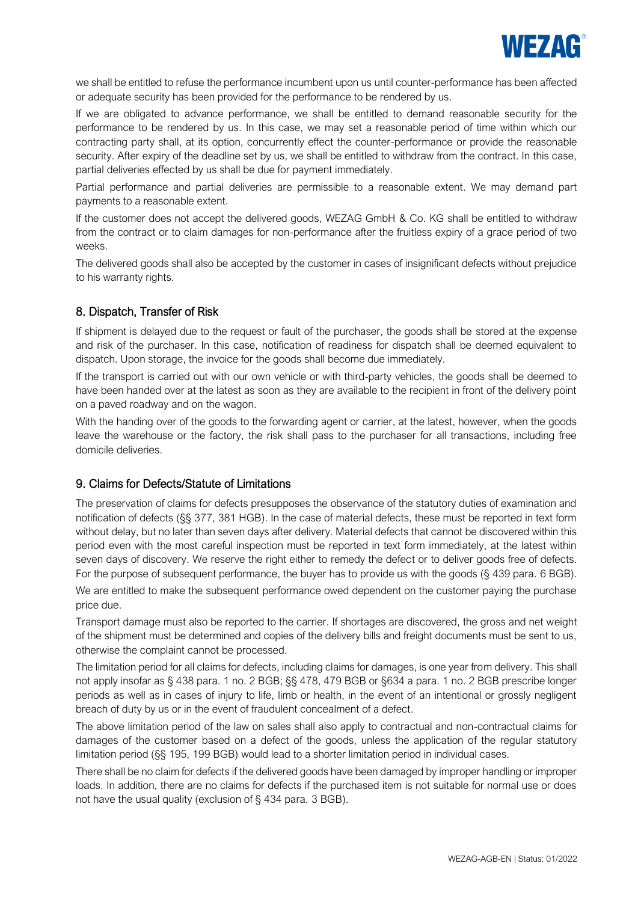we shall be entitled to refuse the performance incumbent upon us until counter-performance has been affected or adequate security has been provided for the performance to be rendered by us.

If we are obligated to advance performance, we shall be entitled to demand reasonable security for the performance to be rendered by us. In this case, we may set a reasonable period of time within which our contracting party shall, at its option, concurrently effect the counter-performance or provide the reasonable security. After expiry of the deadline set by us, we shall be entitled to withdraw from the contract. In this case, partial deliveries effected by us shall be due for payment immediately.

Partial performance and partial deliveries are permissible to a reasonable extent. We may demand part payments to a reasonable extent.

If the customer does not accept the delivered goods, WEZAG GmbH & Co. KG shall be entitled to withdraw from the contract or to claim damages for non-performance after the fruitless expiry of a grace period of two weeks.

The delivered goods shall also be accepted by the customer in cases of insignificant defects without prejudice to his warranty rights.

## 8. Dispatch, Transfer of Risk

If shipment is delayed due to the request or fault of the purchaser, the goods shall be stored at the expense and risk of the purchaser. In this case, notification of readiness for dispatch shall be deemed equivalent to dispatch. Upon storage, the invoice for the goods shall become due immediately.

If the transport is carried out with our own vehicle or with third-party vehicles, the goods shall be deemed to have been handed over at the latest as soon as they are available to the recipient in front of the delivery point on a paved roadway and on the wagon.

With the handing over of the goods to the forwarding agent or carrier, at the latest, however, when the goods leave the warehouse or the factory, the risk shall pass to the purchaser for all transactions, including free domicile deliveries.

## 9. Claims for Defects/Statute of Limitations

The preservation of claims for defects presupposes the observance of the statutory duties of examination and notification of defects (§§ 377, 381 HGB). In the case of material defects, these must be reported in text form without delay, but no later than seven days after delivery. Material defects that cannot be discovered within this period even with the most careful inspection must be reported in text form immediately, at the latest within seven days of discovery. We reserve the right either to remedy the defect or to deliver goods free of defects. For the purpose of subsequent performance, the buyer has to provide us with the goods (§ 439 para. 6 BGB).

We are entitled to make the subsequent performance owed dependent on the customer paying the purchase price due.

Transport damage must also be reported to the carrier. If shortages are discovered, the gross and net weight of the shipment must be determined and copies of the delivery bills and freight documents must be sent to us, otherwise the complaint cannot be processed.

The limitation period for all claims for defects, including claims for damages, is one year from delivery. This shall not apply insofar as § 438 para. 1 no. 2 BGB; §§ 478, 479 BGB or §634 a para. 1 no. 2 BGB prescribe longer periods as well as in cases of injury to life, limb or health, in the event of an intentional or grossly negligent breach of duty by us or in the event of fraudulent concealment of a defect.

The above limitation period of the law on sales shall also apply to contractual and non-contractual claims for damages of the customer based on a defect of the goods, unless the application of the regular statutory limitation period (§§ 195, 199 BGB) would lead to a shorter limitation period in individual cases.

There shall be no claim for defects if the delivered goods have been damaged by improper handling or improper loads. In addition, there are no claims for defects if the purchased item is not suitable for normal use or does not have the usual quality (exclusion of § 434 para. 3 BGB).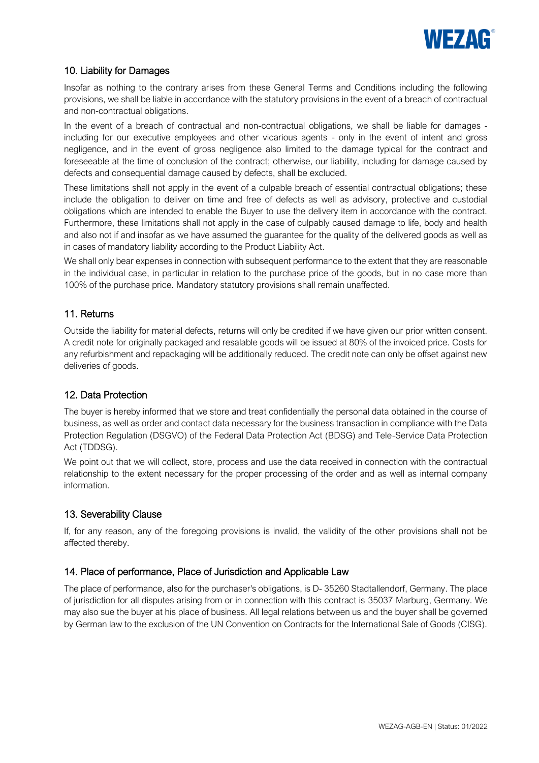## 10. Liability for Damages

Insofar as nothing to the contrary arises from these General Terms and Conditions including the following provisions, we shall be liable in accordance with the statutory provisions in the event of a breach of contractual and non-contractual obligations.

In the event of a breach of contractual and non-contractual obligations, we shall be liable for damages - including for our executive employees and other vicarious agents - only in the event of intent and gross negligence, and in the event of gross negligence also limited to the damage typical for the contract and foreseeable at the time of conclusion of the contract; otherwise, our liability, including for damage caused by defects and consequential damage caused by defects, shall be excluded.

These limitations shall not apply in the event of a culpable breach of essential contractual obligations; these include the obligation to deliver on time and free of defects as well as advisory, protective and custodial obligations which are intended to enable the Buyer to use the delivery item in accordance with the contract. Furthermore, these limitations shall not apply in the case of culpably caused damage to life, body and health and also not if and insofar as we have assumed the guarantee for the quality of the delivered goods as well as in cases of mandatory liability according to the Product Liability Act.

We shall only bear expenses in connection with subsequent performance to the extent that they are reasonable in the individual case, in particular in relation to the purchase price of the goods, but in no case more than 100% of the purchase price. Mandatory statutory provisions shall remain unaffected.

## 11. Returns

Outside the liability for material defects, returns will only be credited if we have given our prior written consent. A credit note for originally packaged and resalable goods will be issued at 80% of the invoiced price. Costs for any refurbishment and repackaging will be additionally reduced. The credit note can only be offset against new deliveries of goods.

## 12. Data Protection

The buyer is hereby informed that we store and treat confidentially the personal data obtained in the course of business, as well as order and contact data necessary for the business transaction in compliance with the Data Protection Regulation (DSGVO) of the Federal Data Protection Act (BDSG) and Tele-Service Data Protection Act (TDDSG).

We point out that we will collect, store, process and use the data received in connection with the contractual relationship to the extent necessary for the proper processing of the order and as well as internal company information.

## 13. Severability Clause

If, for any reason, any of the foregoing provisions is invalid, the validity of the other provisions shall not be affected thereby.

## 14. Place of performance, Place of Jurisdiction and Applicable Law

The place of performance, also for the purchaser's obligations, is D- 35260 Stadtallendorf, Germany. The place of jurisdiction for all disputes arising from or in connection with this contract is 35037 Marburg, Germany. We may also sue the buyer at his place of business. All legal relations between us and the buyer shall be governed by German law to the exclusion of the UN Convention on Contracts for the International Sale of Goods (CISG).